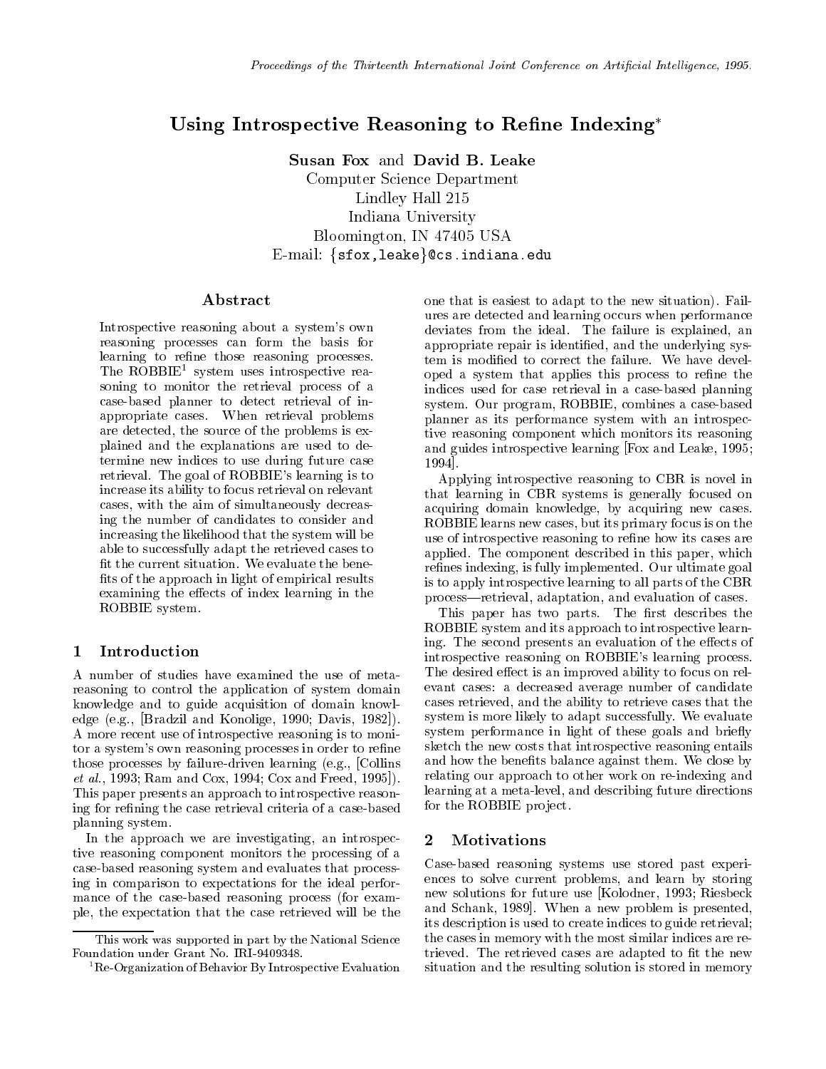# Using Introspective Reasoning to Refine Indexing*

**Susan Fox** and **David B. Leake**
Computer Science Department
Lindley Hall 215
Indiana University
Bloomington, IN 47405 USA
E-mail: {sfox,leake}@cs.indiana.edu

## Abstract

Introspective reasoning about a system's own reasoning processes can form the basis for learning to refine those reasoning processes. The ROBBIE[1] system uses introspective reasoning to monitor the retrieval process of a case-based planner to detect retrieval of inappropriate cases. When retrieval problems are detected, the source of the problems is explained and the explanations are used to determine new indices to use during future case retrieval. The goal of ROBBIE's learning is to increase its ability to focus retrieval on relevant cases, with the aim of simultaneously decreasing the number of candidates to consider and increasing the likelihood that the system will be able to successfully adapt the retrieved cases to fit the current situation. We evaluate the benefits of the approach in light of empirical results examining the effects of index learning in the ROBBIE system.

## 1 Introduction

A number of studies have examined the use of meta-reasoning to control the application of system domain knowledge and to guide acquisition of domain knowledge (e.g., [Bradzil and Konolige, 1990; Davis, 1982]). A more recent use of introspective reasoning is to monitor a system's own reasoning processes in order to refine those processes by failure-driven learning (e.g., [Collins *et al.*, 1993; Ram and Cox, 1994; Cox and Freed, 1995]). This paper presents an approach to introspective reasoning for refining the case retrieval criteria of a case-based planning system.

In the approach we are investigating, an introspective reasoning component monitors the processing of a case-based reasoning system and evaluates that processing in comparison to expectations for the ideal performance of the case-based reasoning process (for example, the expectation that the case retrieved will be the one that is easiest to adapt to the new situation). Failures are detected and learning occurs when performance deviates from the ideal. The failure is explained, an appropriate repair is identified, and the underlying system is modified to correct the failure. We have developed a system that applies this process to refine the indices used for case retrieval in a case-based planning system. Our program, ROBBIE, combines a case-based planner as its performance system with an introspective reasoning component which monitors its reasoning and guides introspective learning [Fox and Leake, 1995; 1994].

Applying introspective reasoning to CBR is novel in that learning in CBR systems is generally focused on acquiring domain knowledge, by acquiring new cases. ROBBIE learns new cases, but its primary focus is on the use of introspective reasoning to refine how its cases are applied. The component described in this paper, which refines indexing, is fully implemented. Our ultimate goal is to apply introspective learning to all parts of the CBR process—retrieval, adaptation, and evaluation of cases.

This paper has two parts. The first describes the ROBBIE system and its approach to introspective learning. The second presents an evaluation of the effects of introspective reasoning on ROBBIE's learning process. The desired effect is an improved ability to focus on relevant cases: a decreased average number of candidate cases retrieved, and the ability to retrieve cases that the system is more likely to adapt successfully. We evaluate system performance in light of these goals and briefly sketch the new costs that introspective reasoning entails and how the benefits balance against them. We close by relating our approach to other work on re-indexing and learning at a meta-level, and describing future directions for the ROBBIE project.

## 2 Motivations

Case-based reasoning systems use stored past experiences to solve current problems, and learn by storing new solutions for future use [Kolodner, 1993; Riesbeck and Schank, 1989]. When a new problem is presented, its description is used to create indices to guide retrieval; the cases in memory with the most similar indices are retrieved. The retrieved cases are adapted to fit the new situation and the resulting solution is stored in memory

---

*This work was supported in part by the National Science Foundation under Grant No. IRI-9409348.

[1] Re-Organization of Behavior By Introspective Evaluation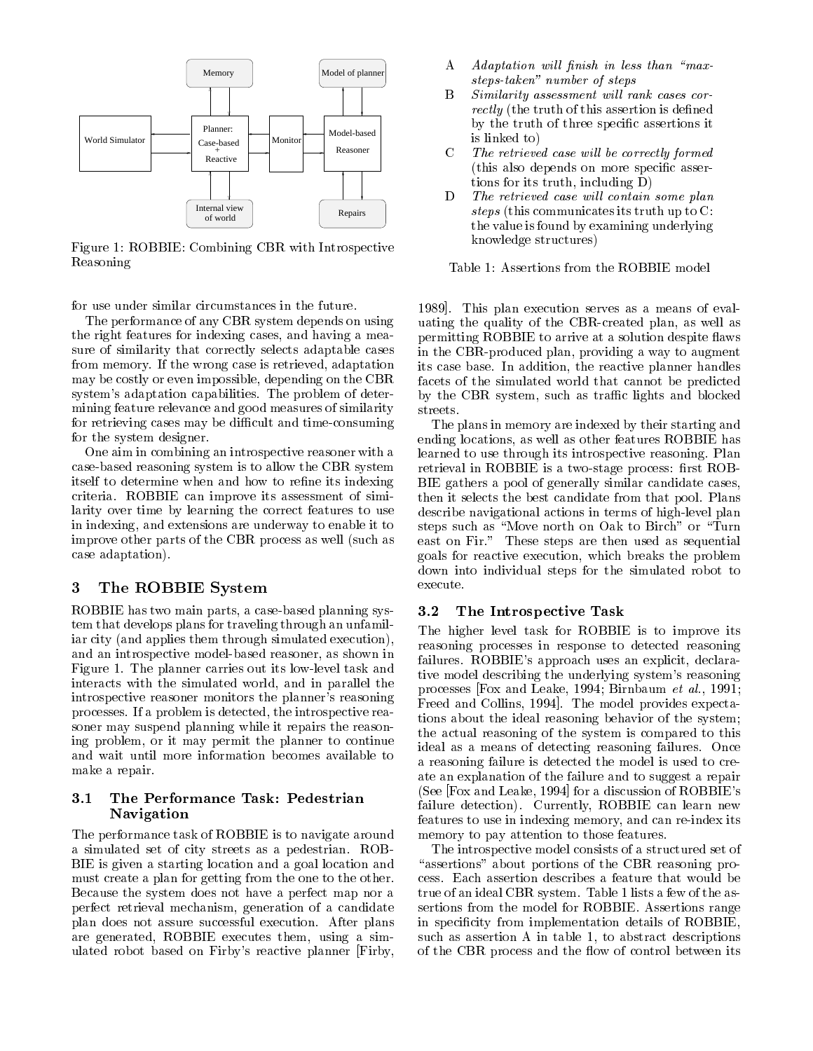Figure 1: ROBBIE: Combining CBR with Introspective Reasoning

for use under similar circumstances in the future.

The performance of any CBR system depends on using the right features for indexing cases, and having a measure of similarity that correctly selects adaptable cases from memory. If the wrong case is retrieved, adaptation may be costly or even impossible, depending on the CBR system's adaptation capabilities. The problem of determining feature relevance and good measures of similarity for retrieving cases may be difficult and time-consuming for the system designer.

One aim in combining an introspective reasoner with a case-based reasoning system is to allow the CBR system itself to determine when and how to refine its indexing criteria. ROBBIE can improve its assessment of similarity over time by learning the correct features to use in indexing, and extensions are underway to enable it to improve other parts of the CBR process as well (such as case adaptation).

## 3 The ROBBIE System

ROBBIE has two main parts, a case-based planning system that develops plans for traveling through an unfamiliar city (and applies them through simulated execution), and an introspective model-based reasoner, as shown in Figure 1. The planner carries out its low-level task and interacts with the simulated world, and in parallel the introspective reasoner monitors the planner's reasoning processes. If a problem is detected, the introspective reasoner may suspend planning while it repairs the reasoning problem, or it may permit the planner to continue and wait until more information becomes available to make a repair.

### 3.1 The Performance Task: Pedestrian Navigation

The performance task of ROBBIE is to navigate around a simulated set of city streets as a pedestrian. ROBBIE is given a starting location and a goal location and must create a plan for getting from the one to the other. Because the system does not have a perfect map nor a perfect retrieval mechanism, generation of a candidate plan does not assure successful execution. After plans are generated, ROBBIE executes them, using a simulated robot based on Firby's reactive planner [Firby, 1989]. This plan execution serves as a means of evaluating the quality of the CBR-created plan, as well as permitting ROBBIE to arrive at a solution despite flaws in the CBR-produced plan, providing a way to augment its case base. In addition, the reactive planner handles facets of the simulated world that cannot be predicted by the CBR system, such as traffic lights and blocked streets.

The plans in memory are indexed by their starting and ending locations, as well as other features ROBBIE has learned to use through its introspective reasoning. Plan retrieval in ROBBIE is a two-stage process: first ROBBIE gathers a pool of generally similar candidate cases, then it selects the best candidate from that pool. Plans describe navigational actions in terms of high-level plan steps such as "Move north on Oak to Birch" or "Turn east on Fir." These steps are then used as sequential goals for reactive execution, which breaks the problem down into individual steps for the simulated robot to execute.

### 3.2 The Introspective Task

The higher level task for ROBBIE is to improve its reasoning processes in response to detected reasoning failures. ROBBIE's approach uses an explicit, declarative model describing the underlying system's reasoning processes [Fox and Leake, 1994; Birnbaum *et al.*, 1991; Freed and Collins, 1994]. The model provides expectations about the ideal reasoning behavior of the system; the actual reasoning of the system is compared to this ideal as a means of detecting reasoning failures. Once a reasoning failure is detected the model is used to create an explanation of the failure and to suggest a repair (See [Fox and Leake, 1994] for a discussion of ROBBIE's failure detection). Currently, ROBBIE can learn new features to use in indexing memory, and can re-index its memory to pay attention to those features.

| | |
|---|---|
| A | *Adaptation will finish in less than "max-steps-taken" number of steps* |
| B | *Similarity assessment will rank cases correctly* (the truth of this assertion is defined by the truth of three specific assertions it is linked to) |
| C | *The retrieved case will be correctly formed* (this also depends on more specific assertions for its truth, including D) |
| D | *The retrieved case will contain some plan steps* (this communicates its truth up to C: the value is found by examining underlying knowledge structures) |

Table 1: Assertions from the ROBBIE model

The introspective model consists of a structured set of "assertions" about portions of the CBR reasoning process. Each assertion describes a feature that would be true of an ideal CBR system. Table 1 lists a few of the assertions from the model for ROBBIE. Assertions range in specificity from implementation details of ROBBIE, such as assertion A in table 1, to abstract descriptions of the CBR process and the flow of control between its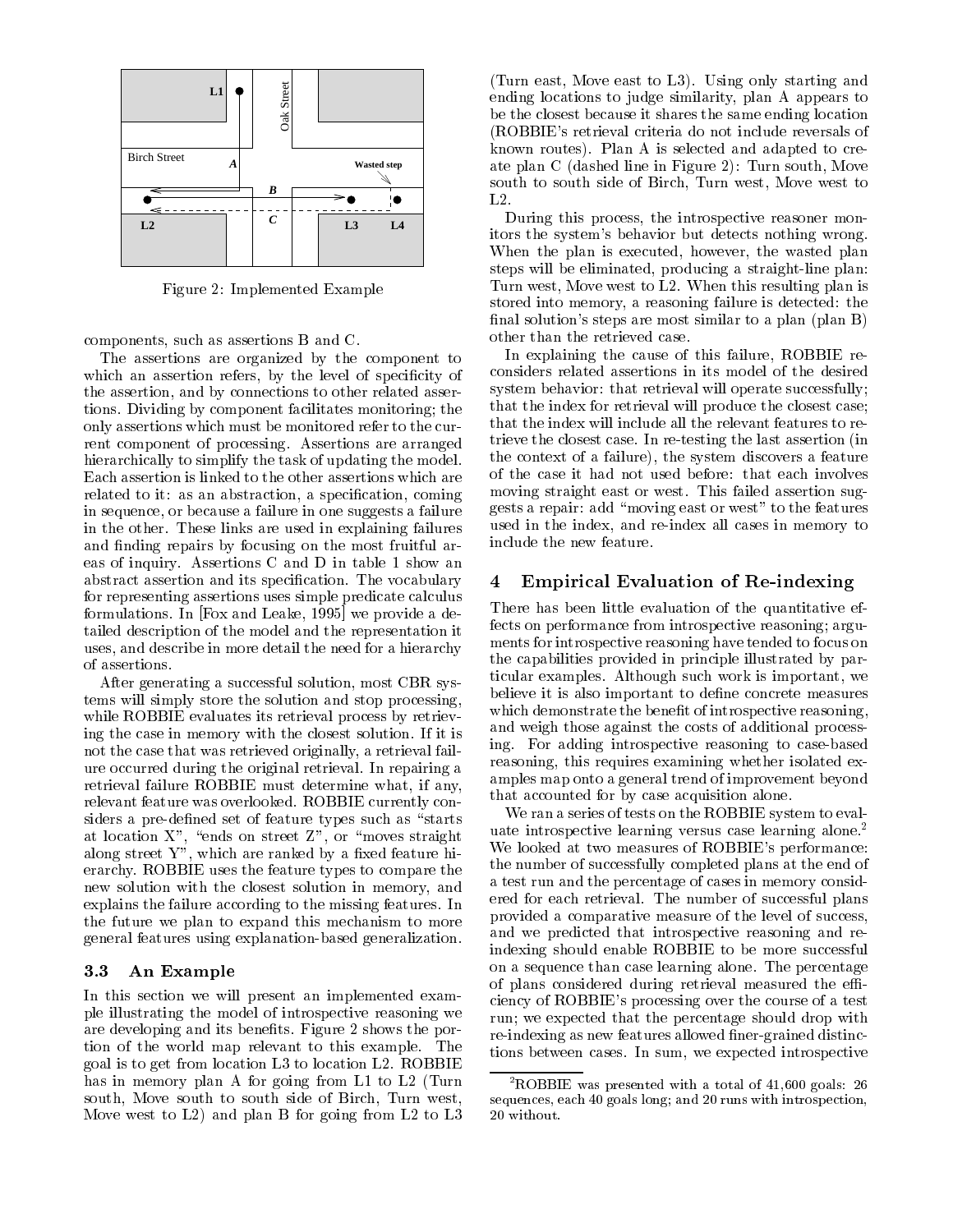Figure 2: Implemented Example

components, such as assertions B and C.

The assertions are organized by the component to which an assertion refers, by the level of specificity of the assertion, and by connections to other related assertions. Dividing by component facilitates monitoring; the only assertions which must be monitored refer to the current component of processing. Assertions are arranged hierarchically to simplify the task of updating the model. Each assertion is linked to the other assertions which are related to it: as an abstraction, a specification, coming in sequence, or because a failure in one suggests a failure in the other. These links are used in explaining failures and finding repairs by focusing on the most fruitful areas of inquiry. Assertions C and D in table 1 show an abstract assertion and its specification. The vocabulary for representing assertions uses simple predicate calculus formulations. In [Fox and Leake, 1995] we provide a detailed description of the model and the representation it uses, and describe in more detail the need for a hierarchy of assertions.

After generating a successful solution, most CBR systems will simply store the solution and stop processing, while ROBBIE evaluates its retrieval process by retrieving the case in memory with the closest solution. If it is not the case that was retrieved originally, a retrieval failure occurred during the original retrieval. In repairing a retrieval failure ROBBIE must determine what, if any, relevant feature was overlooked. ROBBIE currently considers a pre-defined set of feature types such as "starts at location X", "ends on street Z", or "moves straight along street Y", which are ranked by a fixed feature hierarchy. ROBBIE uses the feature types to compare the new solution with the closest solution in memory, and explains the failure according to the missing features. In the future we plan to expand this mechanism to more general features using explanation-based generalization.

### 3.3 An Example

In this section we will present an implemented example illustrating the model of introspective reasoning we are developing and its benefits. Figure 2 shows the portion of the world map relevant to this example. The goal is to get from location L3 to location L2. ROBBIE has in memory plan A for going from L1 to L2 (Turn south, Move south to south side of Birch, Turn west, Move west to L2) and plan B for going from L2 to L3 (Turn east, Move east to L3). Using only starting and ending locations to judge similarity, plan A appears to be the closest because it shares the same ending location (ROBBIE's retrieval criteria do not include reversals of known routes). Plan A is selected and adapted to create plan C (dashed line in Figure 2): Turn south, Move south to south side of Birch, Turn west, Move west to L2.

During this process, the introspective reasoner monitors the system's behavior but detects nothing wrong. When the plan is executed, however, the wasted plan steps will be eliminated, producing a straight-line plan: Turn west, Move west to L2. When this resulting plan is stored into memory, a reasoning failure is detected: the final solution's steps are most similar to a plan (plan B) other than the retrieved case.

In explaining the cause of this failure, ROBBIE reconsiders related assertions in its model of the desired system behavior: that retrieval will operate successfully; that the index for retrieval will produce the closest case; that the index will include all the relevant features to retrieve the closest case. In re-testing the last assertion (in the context of a failure), the system discovers a feature of the case it had not used before: that each involves moving straight east or west. This failed assertion suggests a repair: add "moving east or west" to the features used in the index, and re-index all cases in memory to include the new feature.

## 4 Empirical Evaluation of Re-indexing

There has been little evaluation of the quantitative effects on performance from introspective reasoning; arguments for introspective reasoning have tended to focus on the capabilities provided in principle illustrated by particular examples. Although such work is important, we believe it is also important to define concrete measures which demonstrate the benefit of introspective reasoning, and weigh those against the costs of additional processing. For adding introspective reasoning to case-based reasoning, this requires examining whether isolated examples map onto a general trend of improvement beyond that accounted for by case acquisition alone.

We ran a series of tests on the ROBBIE system to evaluate introspective learning versus case learning alone.[2] We looked at two measures of ROBBIE's performance: the number of successfully completed plans at the end of a test run and the percentage of cases in memory considered for each retrieval. The number of successful plans provided a comparative measure of the level of success, and we predicted that introspective reasoning and re-indexing should enable ROBBIE to be more successful on a sequence than case learning alone. The percentage of plans considered during retrieval measured the efficiency of ROBBIE's processing over the course of a test run; we expected that the percentage should drop with re-indexing as new features allowed finer-grained distinctions between cases. In sum, we expected introspective

[2] ROBBIE was presented with a total of 41,600 goals: 26 sequences, each 40 goals long; and 20 runs with introspection, 20 without.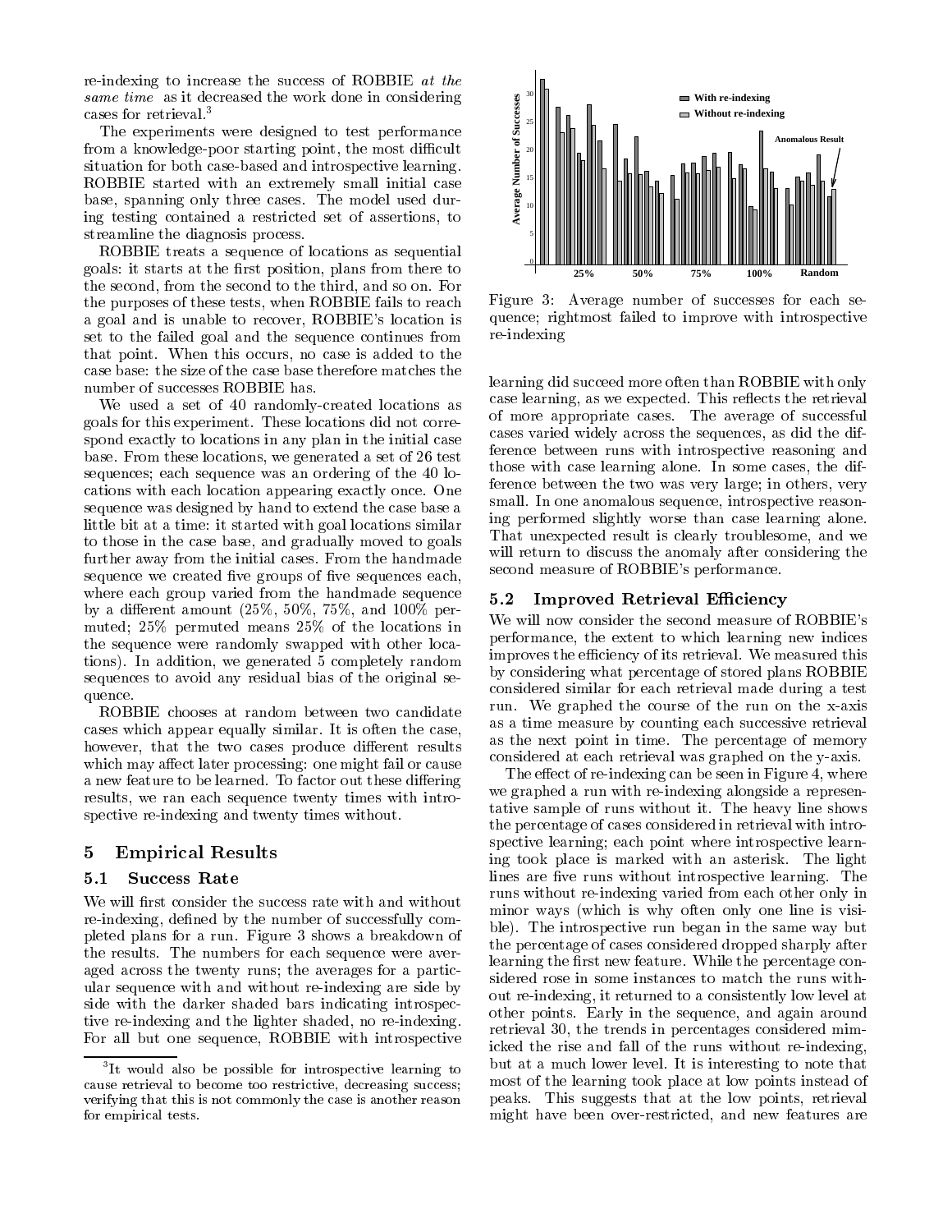re-indexing to increase the success of ROBBIE *at the same time* as it decreased the work done in considering cases for retrieval.[3]

The experiments were designed to test performance from a knowledge-poor starting point, the most difficult situation for both case-based and introspective learning. ROBBIE started with an extremely small initial case base, spanning only three cases. The model used during testing contained a restricted set of assertions, to streamline the diagnosis process.

ROBBIE treats a sequence of locations as sequential goals: it starts at the first position, plans from there to the second, from the second to the third, and so on. For the purposes of these tests, when ROBBIE fails to reach a goal and is unable to recover, ROBBIE's location is set to the failed goal and the sequence continues from that point. When this occurs, no case is added to the case base: the size of the case base therefore matches the number of successes ROBBIE has.

We used a set of 40 randomly-created locations as goals for this experiment. These locations did not correspond exactly to locations in any plan in the initial case base. From these locations, we generated a set of 26 test sequences; each sequence was an ordering of the 40 locations with each location appearing exactly once. One sequence was designed by hand to extend the case base a little bit at a time: it started with goal locations similar to those in the case base, and gradually moved to goals further away from the initial cases. From the handmade sequence we created five groups of five sequences each, where each group varied from the handmade sequence by a different amount (25%, 50%, 75%, and 100% permuted; 25% permuted means 25% of the locations in the sequence were randomly swapped with other locations). In addition, we generated 5 completely random sequences to avoid any residual bias of the original sequence.

ROBBIE chooses at random between two candidate cases which appear equally similar. It is often the case, however, that the two cases produce different results which may affect later processing: one might fail or cause a new feature to be learned. To factor out these differing results, we ran each sequence twenty times with introspective re-indexing and twenty times without.

## 5 Empirical Results

### 5.1 Success Rate

We will first consider the success rate with and without re-indexing, defined by the number of successfully completed plans for a run. Figure 3 shows a breakdown of the results. The numbers for each sequence were averaged across the twenty runs; the averages for a particular sequence with and without re-indexing are side by side with the darker shaded bars indicating introspective re-indexing and the lighter shaded, no re-indexing. For all but one sequence, ROBBIE with introspective learning did succeed more often than ROBBIE with only case learning, as we expected. This reflects the retrieval of more appropriate cases. The average of successful cases varied widely across the sequences, as did the difference between runs with introspective reasoning and those with case learning alone. In some cases, the difference between the two was very large; in others, very small. In one anomalous sequence, introspective reasoning performed slightly worse than case learning alone. That unexpected result is clearly troublesome, and we will return to discuss the anomaly after considering the second measure of ROBBIE's performance.

Figure 3: Average number of successes for each sequence; rightmost failed to improve with introspective re-indexing

### 5.2 Improved Retrieval Efficiency

We will now consider the second measure of ROBBIE's performance, the extent to which learning new indices improves the efficiency of its retrieval. We measured this by considering what percentage of stored plans ROBBIE considered similar for each retrieval made during a test run. We graphed the course of the run on the x-axis as a time measure by counting each successive retrieval as the next point in time. The percentage of memory considered at each retrieval was graphed on the y-axis.

The effect of re-indexing can be seen in Figure 4, where we graphed a run with re-indexing alongside a representative sample of runs without it. The heavy line shows the percentage of cases considered in retrieval with introspective learning; each point where introspective learning took place is marked with an asterisk. The light lines are five runs without introspective learning. The runs without re-indexing varied from each other only in minor ways (which is why often only one line is visible). The introspective run began in the same way but the percentage of cases considered dropped sharply after learning the first new feature. While the percentage considered rose in some instances to match the runs without re-indexing, it returned to a consistently low level at other points. Early in the sequence, and again around retrieval 30, the trends in percentages considered mimicked the rise and fall of the runs without re-indexing, but at a much lower level. It is interesting to note that most of the learning took place at low points instead of peaks. This suggests that at the low points, retrieval might have been over-restricted, and new features are

[3] It would also be possible for introspective learning to cause retrieval to become too restrictive, decreasing success; verifying that this is not commonly the case is another reason for empirical tests.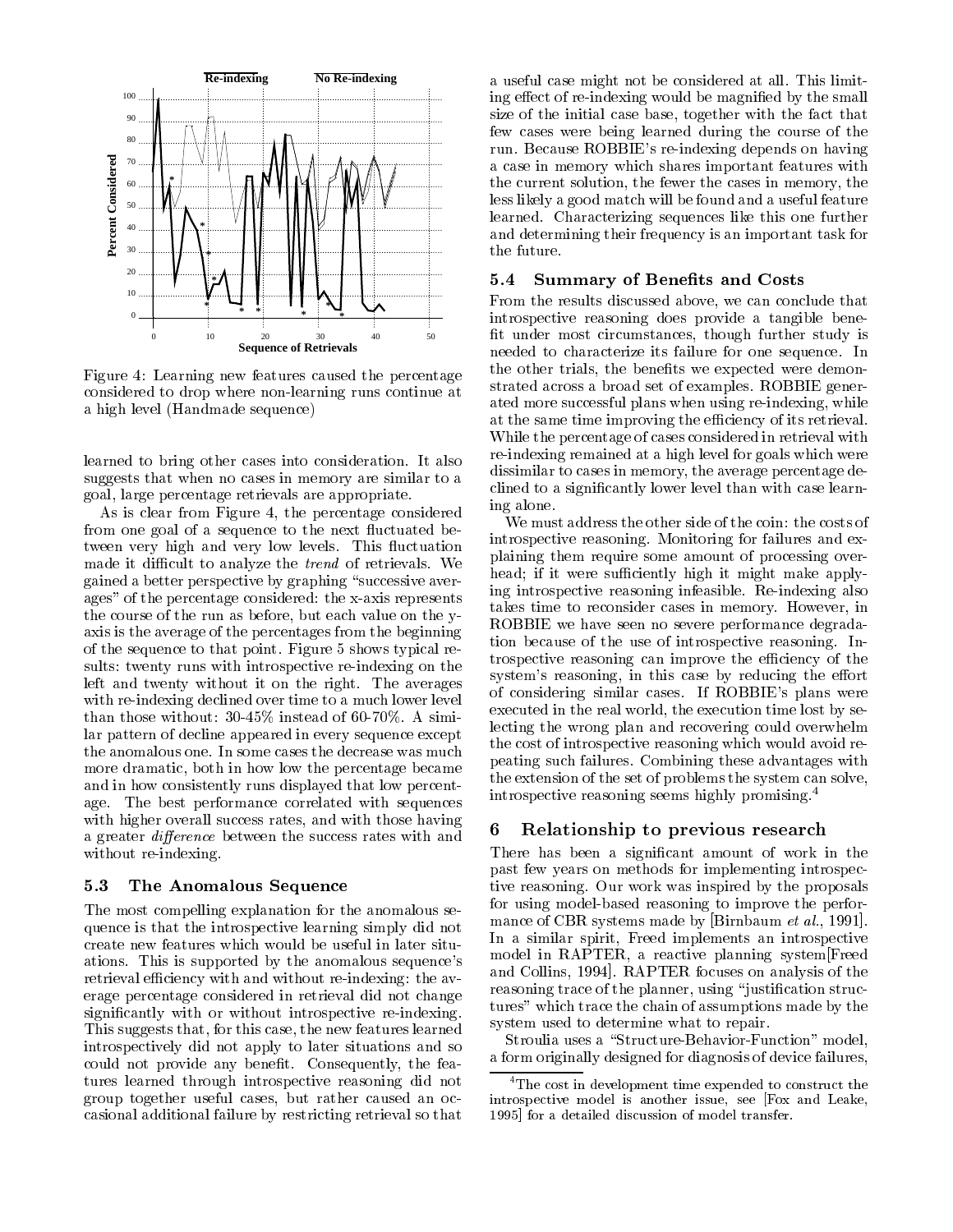Figure 4: Learning new features caused the percentage considered to drop where non-learning runs continue at a high level (Handmade sequence)

learned to bring other cases into consideration. It also suggests that when no cases in memory are similar to a goal, large percentage retrievals are appropriate.

As is clear from Figure 4, the percentage considered from one goal of a sequence to the next fluctuated between very high and very low levels. This fluctuation made it difficult to analyze the *trend* of retrievals. We gained a better perspective by graphing "successive averages" of the percentage considered: the x-axis represents the course of the run as before, but each value on the y-axis is the average of the percentages from the beginning of the sequence to that point. Figure 5 shows typical results: twenty runs with introspective re-indexing on the left and twenty without it on the right. The averages with re-indexing declined over time to a much lower level than those without: 30-45% instead of 60-70%. A similar pattern of decline appeared in every sequence except the anomalous one. In some cases the decrease was much more dramatic, both in how low the percentage became and in how consistently runs displayed that low percentage. The best performance correlated with sequences with higher overall success rates, and with those having a greater *difference* between the success rates with and without re-indexing.

### 5.3 The Anomalous Sequence

The most compelling explanation for the anomalous sequence is that the introspective learning simply did not create new features which would be useful in later situations. This is supported by the anomalous sequence's retrieval efficiency with and without re-indexing: the average percentage considered in retrieval did not change significantly with or without introspective re-indexing. This suggests that, for this case, the new features learned introspectively did not apply to later situations and so could not provide any benefit. Consequently, the features learned through introspective reasoning did not group together useful cases, but rather caused an occasional additional failure by restricting retrieval so that a useful case might not be considered at all. This limiting effect of re-indexing would be magnified by the small size of the initial case base, together with the fact that few cases were being learned during the course of the run. Because ROBBIE's re-indexing depends on having a case in memory which shares important features with the current solution, the fewer the cases in memory, the less likely a good match will be found and a useful feature learned. Characterizing sequences like this one further and determining their frequency is an important task for the future.

### 5.4 Summary of Benefits and Costs

From the results discussed above, we can conclude that introspective reasoning does provide a tangible benefit under most circumstances, though further study is needed to characterize its failure for one sequence. In the other trials, the benefits we expected were demonstrated across a broad set of examples. ROBBIE generated more successful plans when using re-indexing, while at the same time improving the efficiency of its retrieval. While the percentage of cases considered in retrieval with re-indexing remained at a high level for goals which were dissimilar to cases in memory, the average percentage declined to a significantly lower level than with case learning alone.

We must address the other side of the coin: the costs of introspective reasoning. Monitoring for failures and explaining them require some amount of processing overhead; if it were sufficiently high it might make applying introspective reasoning infeasible. Re-indexing also takes time to reconsider cases in memory. However, in ROBBIE we have seen no severe performance degradation because of the use of introspective reasoning. Introspective reasoning can improve the efficiency of the system's reasoning, in this case by reducing the effort of considering similar cases. If ROBBIE's plans were executed in the real world, the execution time lost by selecting the wrong plan and recovering could overwhelm the cost of introspective reasoning which would avoid repeating such failures. Combining these advantages with the extension of the set of problems the system can solve, introspective reasoning seems highly promising.[4]

## 6 Relationship to previous research

There has been a significant amount of work in the past few years on methods for implementing introspective reasoning. Our work was inspired by the proposals for using model-based reasoning to improve the performance of CBR systems made by [Birnbaum *et al.*, 1991]. In a similar spirit, Freed implements an introspective model in RAPTER, a reactive planning system[Freed and Collins, 1994]. RAPTER focuses on analysis of the reasoning trace of the planner, using "justification structures" which trace the chain of assumptions made by the system used to determine what to repair.

Stroulia uses a "Structure-Behavior-Function" model, a form originally designed for diagnosis of device failures,

[4] The cost in development time expended to construct the introspective model is another issue, see [Fox and Leake, 1995] for a detailed discussion of model transfer.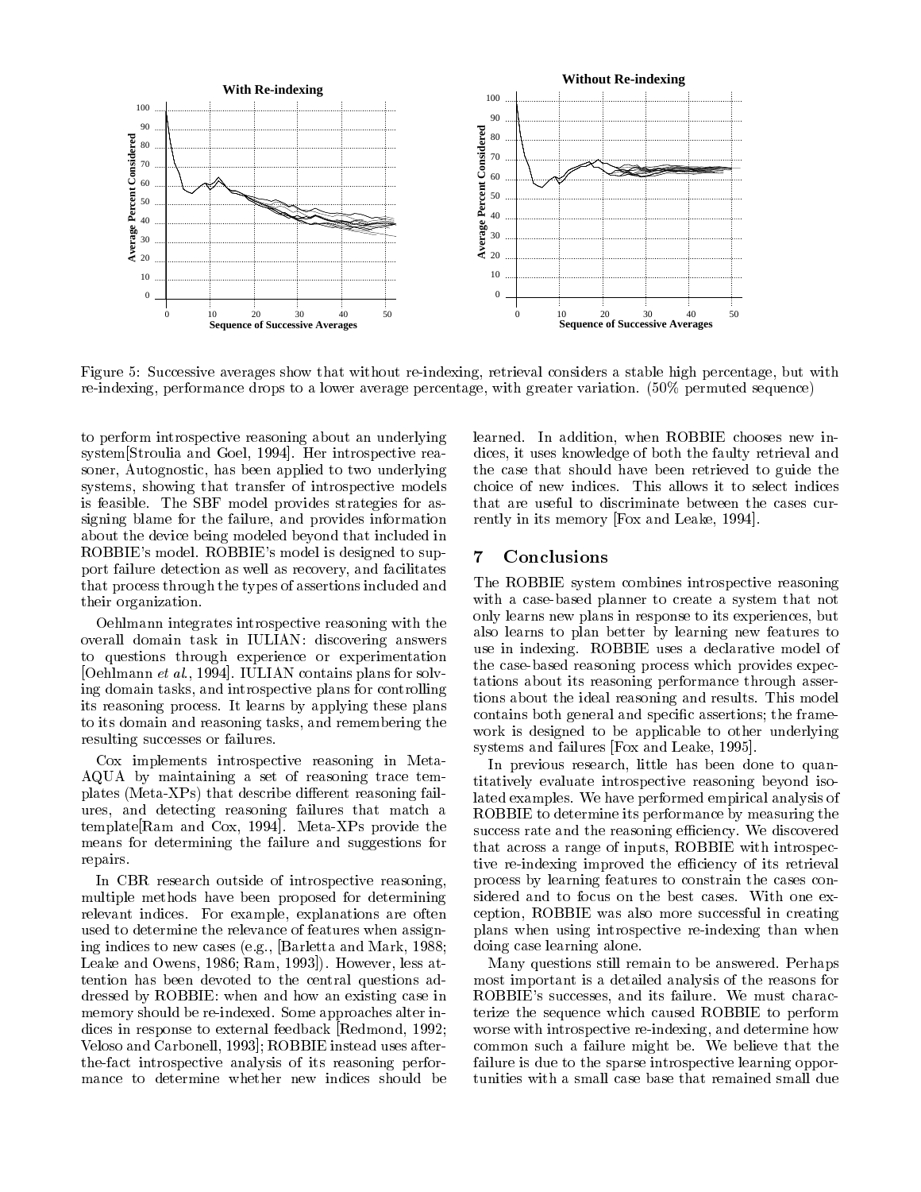Figure 5: Successive averages show that without re-indexing, retrieval considers a stable high percentage, but with re-indexing, performance drops to a lower average percentage, with greater variation. (50% permuted sequence)

to perform introspective reasoning about an underlying system[Stroulia and Goel, 1994]. Her introspective reasoner, Autognostic, has been applied to two underlying systems, showing that transfer of introspective models is feasible. The SBF model provides strategies for assigning blame for the failure, and provides information about the device being modeled beyond that included in ROBBIE's model. ROBBIE's model is designed to support failure detection as well as recovery, and facilitates that process through the types of assertions included and their organization.

Oehlmann integrates introspective reasoning with the overall domain task in IULIAN: discovering answers to questions through experience or experimentation [Oehlmann *et al.*, 1994]. IULIAN contains plans for solving domain tasks, and introspective plans for controlling its reasoning process. It learns by applying these plans to its domain and reasoning tasks, and remembering the resulting successes or failures.

Cox implements introspective reasoning in Meta-AQUA by maintaining a set of reasoning trace templates (Meta-XPs) that describe different reasoning failures, and detecting reasoning failures that match a template[Ram and Cox, 1994]. Meta-XPs provide the means for determining the failure and suggestions for repairs.

In CBR research outside of introspective reasoning, multiple methods have been proposed for determining relevant indices. For example, explanations are often used to determine the relevance of features when assigning indices to new cases (e.g., [Barletta and Mark, 1988; Leake and Owens, 1986; Ram, 1993]). However, less attention has been devoted to the central questions addressed by ROBBIE: when and how an existing case in memory should be re-indexed. Some approaches alter indices in response to external feedback [Redmond, 1992; Veloso and Carbonell, 1993]; ROBBIE instead uses after-the-fact introspective analysis of its reasoning performance to determine whether new indices should be learned. In addition, when ROBBIE chooses new indices, it uses knowledge of both the faulty retrieval and the case that should have been retrieved to guide the choice of new indices. This allows it to select indices that are useful to discriminate between the cases currently in its memory [Fox and Leake, 1994].

## 7 Conclusions

The ROBBIE system combines introspective reasoning with a case-based planner to create a system that not only learns new plans in response to its experiences, but also learns to plan better by learning new features to use in indexing. ROBBIE uses a declarative model of the case-based reasoning process which provides expectations about its reasoning performance through assertions about the ideal reasoning and results. This model contains both general and specific assertions; the framework is designed to be applicable to other underlying systems and failures [Fox and Leake, 1995].

In previous research, little has been done to quantitatively evaluate introspective reasoning beyond isolated examples. We have performed empirical analysis of ROBBIE to determine its performance by measuring the success rate and the reasoning efficiency. We discovered that across a range of inputs, ROBBIE with introspective re-indexing improved the efficiency of its retrieval process by learning features to constrain the cases considered and to focus on the best cases. With one exception, ROBBIE was also more successful in creating plans when using introspective re-indexing than when doing case learning alone.

Many questions still remain to be answered. Perhaps most important is a detailed analysis of the reasons for ROBBIE's successes, and its failure. We must characterize the sequence which caused ROBBIE to perform worse with introspective re-indexing, and determine how common such a failure might be. We believe that the failure is due to the sparse introspective learning opportunities with a small case base that remained small due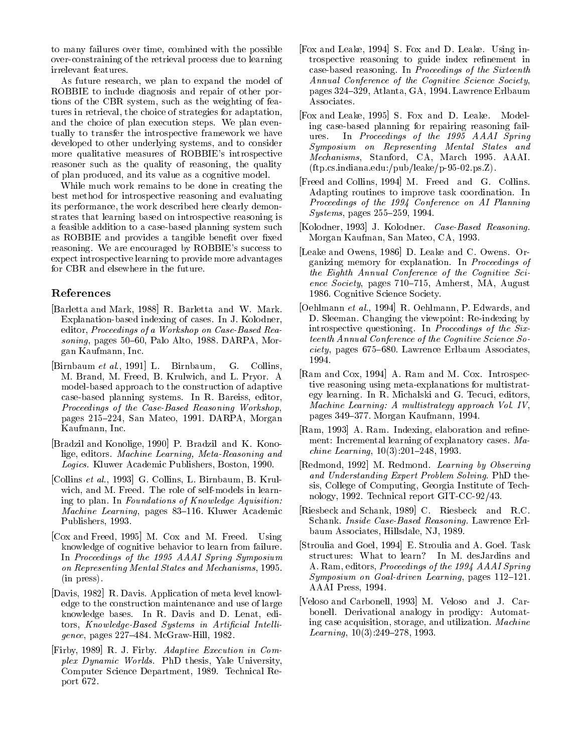to many failures over time, combined with the possible over-constraining of the retrieval process due to learning irrelevant features.

As future research, we plan to expand the model of ROBBIE to include diagnosis and repair of other portions of the CBR system, such as the weighting of features in retrieval, the choice of strategies for adaptation, and the choice of plan execution steps. We plan eventually to transfer the introspective framework we have developed to other underlying systems, and to consider more qualitative measures of ROBBIE's introspective reasoner such as the quality of reasoning, the quality of plan produced, and its value as a cognitive model.

While much work remains to be done in creating the best method for introspective reasoning and evaluating its performance, the work described here clearly demonstrates that learning based on introspective reasoning is a feasible addition to a case-based planning system such as ROBBIE and provides a tangible benefit over fixed reasoning. We are encouraged by ROBBIE's success to expect introspective learning to provide more advantages for CBR and elsewhere in the future.

## References

[Barletta and Mark, 1988] R. Barletta and W. Mark. Explanation-based indexing of cases. In J. Kolodner, editor, *Proceedings of a Workshop on Case-Based Reasoning*, pages 50–60, Palo Alto, 1988. DARPA, Morgan Kaufmann, Inc.

[Birnbaum *et al.*, 1991] L. Birnbaum, G. Collins, M. Brand, M. Freed, B. Krulwich, and L. Pryor. A model-based approach to the construction of adaptive case-based planning systems. In R. Bareiss, editor, *Proceedings of the Case-Based Reasoning Workshop*, pages 215–224, San Mateo, 1991. DARPA, Morgan Kaufmann, Inc.

[Bradzil and Konolige, 1990] P. Bradzil and K. Konolige, editors. *Machine Learning, Meta-Reasoning and Logics*. Kluwer Academic Publishers, Boston, 1990.

[Collins *et al.*, 1993] G. Collins, L. Birnbaum, B. Krulwich, and M. Freed. The role of self-models in learning to plan. In *Foundations of Knowledge Aquisition: Machine Learning*, pages 83–116. Kluwer Academic Publishers, 1993.

[Cox and Freed, 1995] M. Cox and M. Freed. Using knowledge of cognitive behavior to learn from failure. In *Proceedings of the 1995 AAAI Spring Symposium on Representing Mental States and Mechanisms*, 1995. (in press).

[Davis, 1982] R. Davis. Application of meta level knowledge to the construction maintenance and use of large knowledge bases. In R. Davis and D. Lenat, editors, *Knowledge-Based Systems in Artificial Intelligence*, pages 227–484. McGraw-Hill, 1982.

[Firby, 1989] R. J. Firby. *Adaptive Execution in Complex Dynamic Worlds*. PhD thesis, Yale University, Computer Science Department, 1989. Technical Report 672.

[Fox and Leake, 1994] S. Fox and D. Leake. Using introspective reasoning to guide index refinement in case-based reasoning. In *Proceedings of the Sixteenth Annual Conference of the Cognitive Science Society*, pages 324–329, Atlanta, GA, 1994. Lawrence Erlbaum Associates.

[Fox and Leake, 1995] S. Fox and D. Leake. Modeling case-based planning for repairing reasoning failures. In *Proceedings of the 1995 AAAI Spring Symposium on Representing Mental States and Mechanisms*, Stanford, CA, March 1995. AAAI. (ftp.cs.indiana.edu:/pub/leake/p-95-02.ps.Z).

[Freed and Collins, 1994] M. Freed and G. Collins. Adapting routines to improve task coordination. In *Proceedings of the 1994 Conference on AI Planning Systems*, pages 255–259, 1994.

[Kolodner, 1993] J. Kolodner. *Case-Based Reasoning*. Morgan Kaufman, San Mateo, CA, 1993.

[Leake and Owens, 1986] D. Leake and C. Owens. Organizing memory for explanation. In *Proceedings of the Eighth Annual Conference of the Cognitive Science Society*, pages 710–715, Amherst, MA, August 1986. Cognitive Science Society.

[Oehlmann *et al.*, 1994] R. Oehlmann, P. Edwards, and D. Sleeman. Changing the viewpoint: Re-indexing by introspective questioning. In *Proceedings of the Sixteenth Annual Conference of the Cognitive Science Society*, pages 675–680. Lawrence Erlbaum Associates, 1994.

[Ram and Cox, 1994] A. Ram and M. Cox. Introspective reasoning using meta-explanations for multistrategy learning. In R. Michalski and G. Tecuci, editors, *Machine Learning: A multistrategy approach Vol. IV*, pages 349–377. Morgan Kaufmann, 1994.

[Ram, 1993] A. Ram. Indexing, elaboration and refinement: Incremental learning of explanatory cases. *Machine Learning*, 10(3):201–248, 1993.

[Redmond, 1992] M. Redmond. *Learning by Observing and Understanding Expert Problem Solving*. PhD thesis, College of Computing, Georgia Institute of Technology, 1992. Technical report GIT-CC-92/43.

[Riesbeck and Schank, 1989] C. Riesbeck and R.C. Schank. *Inside Case-Based Reasoning*. Lawrence Erlbaum Associates, Hillsdale, NJ, 1989.

[Stroulia and Goel, 1994] E. Stroulia and A. Goel. Task structures: What to learn? In M. desJardins and A. Ram, editors, *Proceedings of the 1994 AAAI Spring Symposium on Goal-driven Learning*, pages 112–121. AAAI Press, 1994.

[Veloso and Carbonell, 1993] M. Veloso and J. Carbonell. Derivational analogy in prodigy: Automating case acquisition, storage, and utilization. *Machine Learning*, 10(3):249–278, 1993.